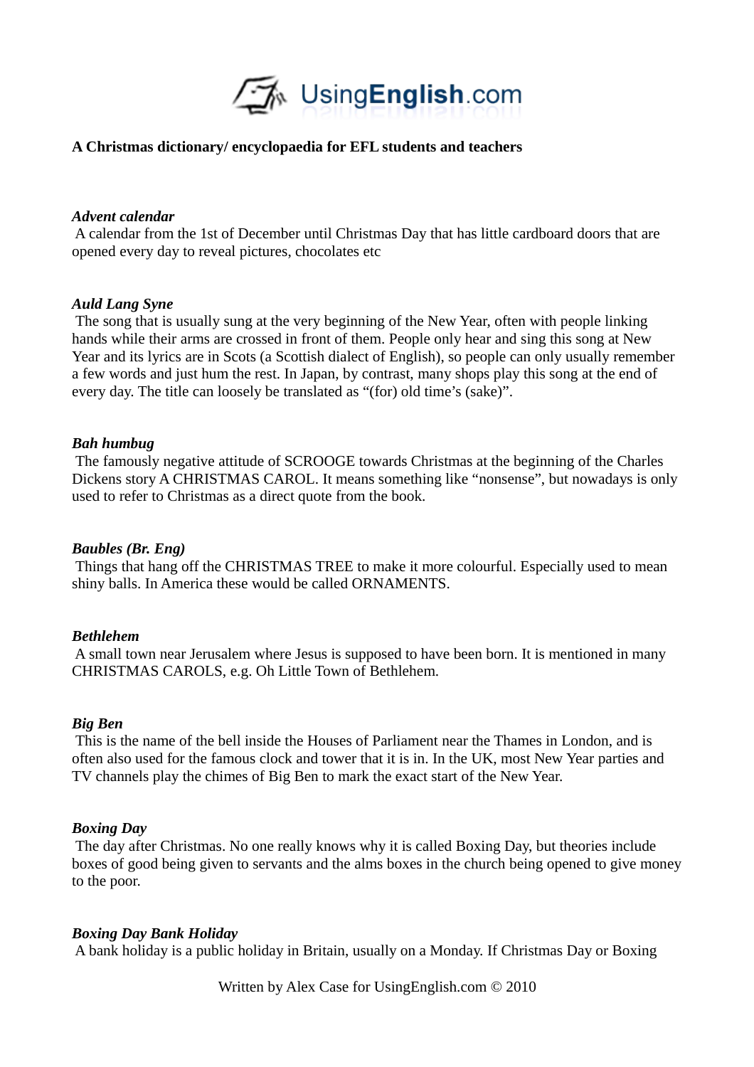UsingEnglish.com

**A Christmas dictionary/ encyclopaedia for EFL students and teachers**

***Advent calendar***

A calendar from the 1st of December until Christmas Day that has little cardboard doors that are opened every day to reveal pictures, chocolates etc

***Auld Lang Syne***

The song that is usually sung at the very beginning of the New Year, often with people linking hands while their arms are crossed in front of them. People only hear and sing this song at New Year and its lyrics are in Scots (a Scottish dialect of English), so people can only usually remember a few words and just hum the rest. In Japan, by contrast, many shops play this song at the end of every day. The title can loosely be translated as "(for) old time's (sake)".

***Bah humbug***

The famously negative attitude of SCROOGE towards Christmas at the beginning of the Charles Dickens story A CHRISTMAS CAROL. It means something like "nonsense", but nowadays is only used to refer to Christmas as a direct quote from the book.

***Baubles (Br. Eng)***

Things that hang off the CHRISTMAS TREE to make it more colourful. Especially used to mean shiny balls. In America these would be called ORNAMENTS.

***Bethlehem***

A small town near Jerusalem where Jesus is supposed to have been born. It is mentioned in many CHRISTMAS CAROLS, e.g. Oh Little Town of Bethlehem.

***Big Ben***

This is the name of the bell inside the Houses of Parliament near the Thames in London, and is often also used for the famous clock and tower that it is in. In the UK, most New Year parties and TV channels play the chimes of Big Ben to mark the exact start of the New Year.

***Boxing Day***

The day after Christmas. No one really knows why it is called Boxing Day, but theories include boxes of good being given to servants and the alms boxes in the church being opened to give money to the poor.

***Boxing Day Bank Holiday***

A bank holiday is a public holiday in Britain, usually on a Monday. If Christmas Day or Boxing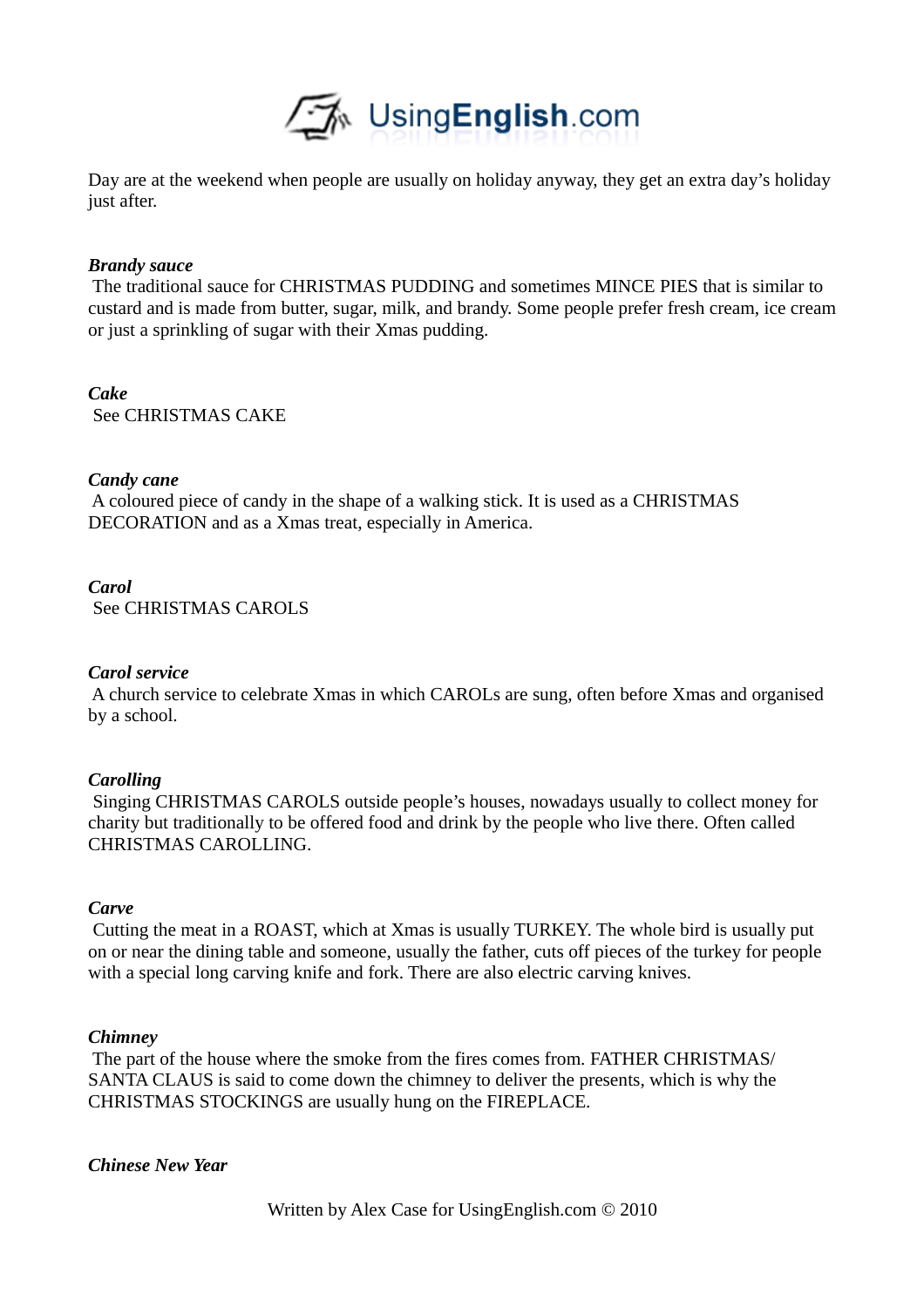Day are at the weekend when people are usually on holiday anyway, they get an extra day's holiday just after.

***Brandy sauce***
The traditional sauce for CHRISTMAS PUDDING and sometimes MINCE PIES that is similar to custard and is made from butter, sugar, milk, and brandy. Some people prefer fresh cream, ice cream or just a sprinkling of sugar with their Xmas pudding.

***Cake***
See CHRISTMAS CAKE

***Candy cane***
A coloured piece of candy in the shape of a walking stick. It is used as a CHRISTMAS DECORATION and as a Xmas treat, especially in America.

***Carol***
See CHRISTMAS CAROLS

***Carol service***
A church service to celebrate Xmas in which CAROLs are sung, often before Xmas and organised by a school.

***Carolling***
Singing CHRISTMAS CAROLS outside people's houses, nowadays usually to collect money for charity but traditionally to be offered food and drink by the people who live there. Often called CHRISTMAS CAROLLING.

***Carve***
Cutting the meat in a ROAST, which at Xmas is usually TURKEY. The whole bird is usually put on or near the dining table and someone, usually the father, cuts off pieces of the turkey for people with a special long carving knife and fork. There are also electric carving knives.

***Chimney***
The part of the house where the smoke from the fires comes from. FATHER CHRISTMAS/ SANTA CLAUS is said to come down the chimney to deliver the presents, which is why the CHRISTMAS STOCKINGS are usually hung on the FIREPLACE.

***Chinese New Year***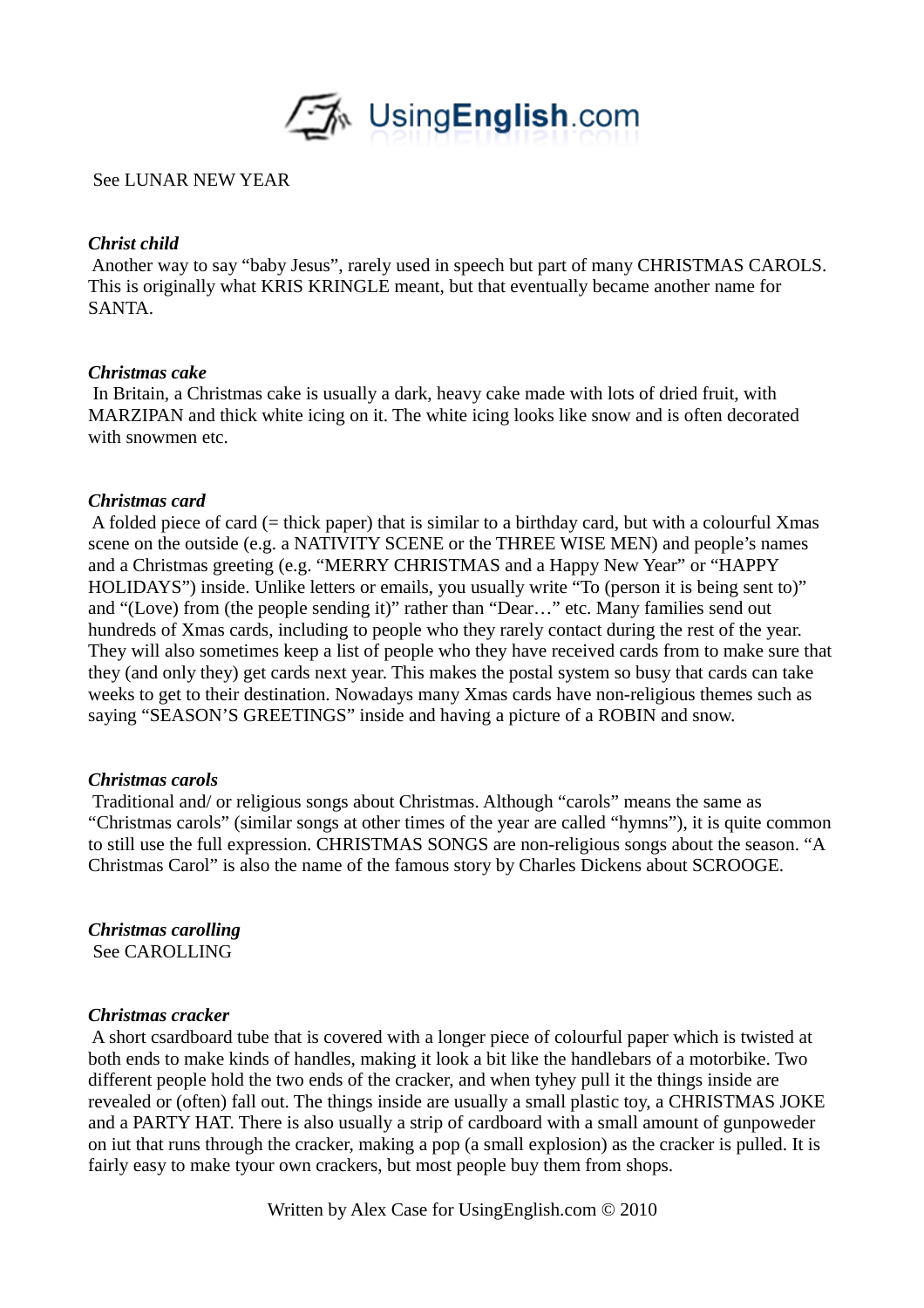See LUNAR NEW YEAR

***Christ child***
Another way to say “baby Jesus”, rarely used in speech but part of many CHRISTMAS CAROLS. This is originally what KRIS KRINGLE meant, but that eventually became another name for SANTA.

***Christmas cake***
In Britain, a Christmas cake is usually a dark, heavy cake made with lots of dried fruit, with MARZIPAN and thick white icing on it. The white icing looks like snow and is often decorated with snowmen etc.

***Christmas card***
A folded piece of card (= thick paper) that is similar to a birthday card, but with a colourful Xmas scene on the outside (e.g. a NATIVITY SCENE or the THREE WISE MEN) and people’s names and a Christmas greeting (e.g. “MERRY CHRISTMAS and a Happy New Year” or “HAPPY HOLIDAYS”) inside. Unlike letters or emails, you usually write “To (person it is being sent to)” and “(Love) from (the people sending it)” rather than “Dear…” etc. Many families send out hundreds of Xmas cards, including to people who they rarely contact during the rest of the year. They will also sometimes keep a list of people who they have received cards from to make sure that they (and only they) get cards next year. This makes the postal system so busy that cards can take weeks to get to their destination. Nowadays many Xmas cards have non-religious themes such as saying “SEASON’S GREETINGS” inside and having a picture of a ROBIN and snow.

***Christmas carols***
Traditional and/ or religious songs about Christmas. Although “carols” means the same as “Christmas carols” (similar songs at other times of the year are called “hymns”), it is quite common to still use the full expression. CHRISTMAS SONGS are non-religious songs about the season. “A Christmas Carol” is also the name of the famous story by Charles Dickens about SCROOGE.

***Christmas carolling***
See CAROLLING

***Christmas cracker***
A short csardboard tube that is covered with a longer piece of colourful paper which is twisted at both ends to make kinds of handles, making it look a bit like the handlebars of a motorbike. Two different people hold the two ends of the cracker, and when tyhey pull it the things inside are revealed or (often) fall out. The things inside are usually a small plastic toy, a CHRISTMAS JOKE and a PARTY HAT. There is also usually a strip of cardboard with a small amount of gunpoweder on iut that runs through the cracker, making a pop (a small explosion) as the cracker is pulled. It is fairly easy to make tyour own crackers, but most people buy them from shops.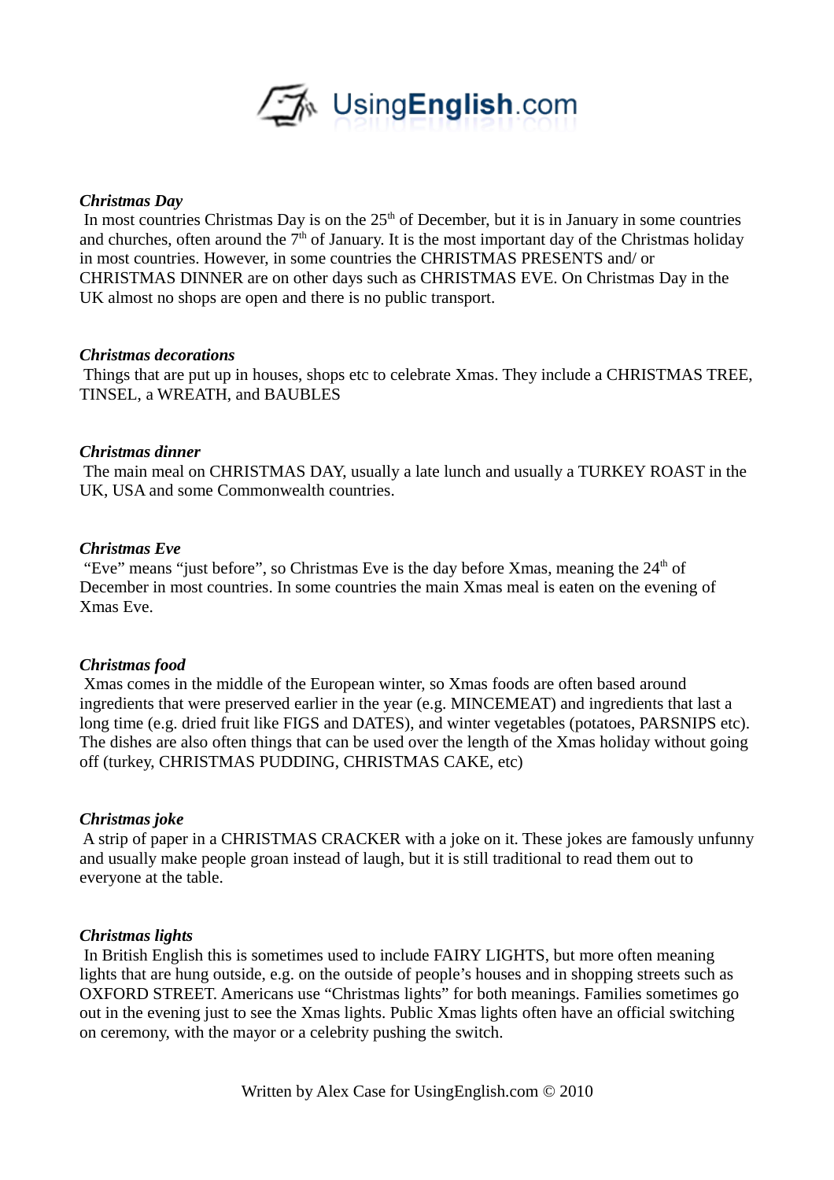***Christmas Day***

In most countries Christmas Day is on the 25th of December, but it is in January in some countries and churches, often around the 7th of January. It is the most important day of the Christmas holiday in most countries. However, in some countries the CHRISTMAS PRESENTS and/ or CHRISTMAS DINNER are on other days such as CHRISTMAS EVE. On Christmas Day in the UK almost no shops are open and there is no public transport.

***Christmas decorations***

Things that are put up in houses, shops etc to celebrate Xmas. They include a CHRISTMAS TREE, TINSEL, a WREATH, and BAUBLES

***Christmas dinner***

The main meal on CHRISTMAS DAY, usually a late lunch and usually a TURKEY ROAST in the UK, USA and some Commonwealth countries.

***Christmas Eve***

"Eve" means "just before", so Christmas Eve is the day before Xmas, meaning the 24th of December in most countries. In some countries the main Xmas meal is eaten on the evening of Xmas Eve.

***Christmas food***

Xmas comes in the middle of the European winter, so Xmas foods are often based around ingredients that were preserved earlier in the year (e.g. MINCEMEAT) and ingredients that last a long time (e.g. dried fruit like FIGS and DATES), and winter vegetables (potatoes, PARSNIPS etc). The dishes are also often things that can be used over the length of the Xmas holiday without going off (turkey, CHRISTMAS PUDDING, CHRISTMAS CAKE, etc)

***Christmas joke***

A strip of paper in a CHRISTMAS CRACKER with a joke on it. These jokes are famously unfunny and usually make people groan instead of laugh, but it is still traditional to read them out to everyone at the table.

***Christmas lights***

In British English this is sometimes used to include FAIRY LIGHTS, but more often meaning lights that are hung outside, e.g. on the outside of people's houses and in shopping streets such as OXFORD STREET. Americans use "Christmas lights" for both meanings. Families sometimes go out in the evening just to see the Xmas lights. Public Xmas lights often have an official switching on ceremony, with the mayor or a celebrity pushing the switch.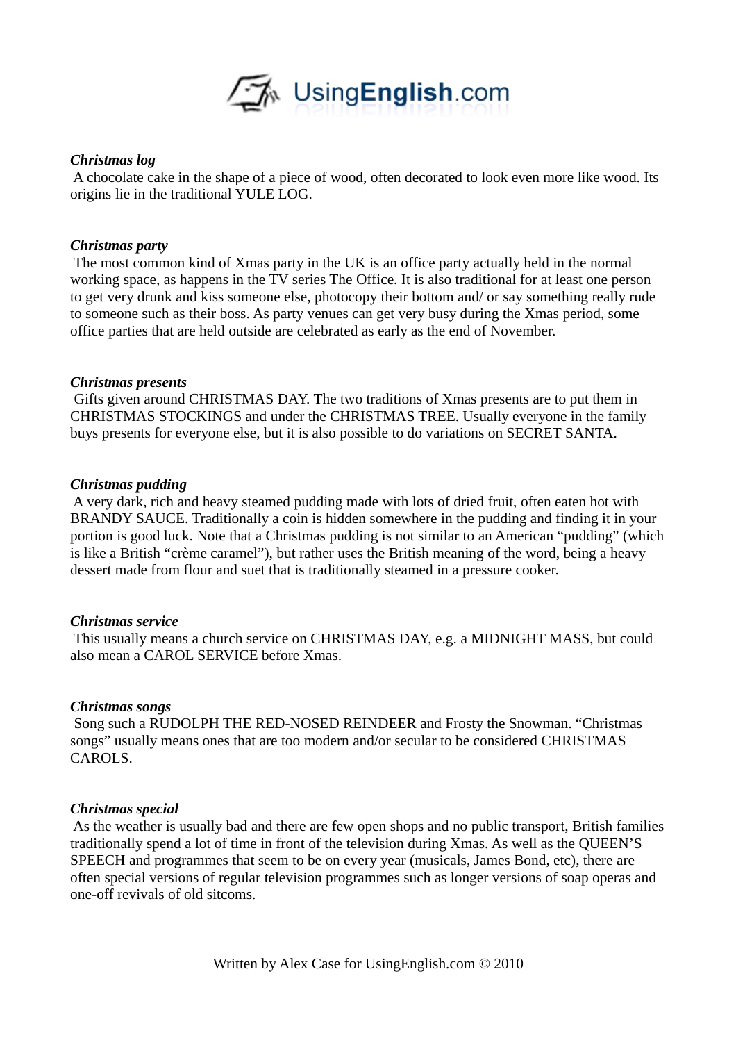***Christmas log***

A chocolate cake in the shape of a piece of wood, often decorated to look even more like wood. Its origins lie in the traditional YULE LOG.

***Christmas party***

The most common kind of Xmas party in the UK is an office party actually held in the normal working space, as happens in the TV series The Office. It is also traditional for at least one person to get very drunk and kiss someone else, photocopy their bottom and/ or say something really rude to someone such as their boss. As party venues can get very busy during the Xmas period, some office parties that are held outside are celebrated as early as the end of November.

***Christmas presents***

Gifts given around CHRISTMAS DAY. The two traditions of Xmas presents are to put them in CHRISTMAS STOCKINGS and under the CHRISTMAS TREE. Usually everyone in the family buys presents for everyone else, but it is also possible to do variations on SECRET SANTA.

***Christmas pudding***

A very dark, rich and heavy steamed pudding made with lots of dried fruit, often eaten hot with BRANDY SAUCE. Traditionally a coin is hidden somewhere in the pudding and finding it in your portion is good luck. Note that a Christmas pudding is not similar to an American "pudding" (which is like a British "crème caramel"), but rather uses the British meaning of the word, being a heavy dessert made from flour and suet that is traditionally steamed in a pressure cooker.

***Christmas service***

This usually means a church service on CHRISTMAS DAY, e.g. a MIDNIGHT MASS, but could also mean a CAROL SERVICE before Xmas.

***Christmas songs***

Song such a RUDOLPH THE RED-NOSED REINDEER and Frosty the Snowman. "Christmas songs" usually means ones that are too modern and/or secular to be considered CHRISTMAS CAROLS.

***Christmas special***

As the weather is usually bad and there are few open shops and no public transport, British families traditionally spend a lot of time in front of the television during Xmas. As well as the QUEEN'S SPEECH and programmes that seem to be on every year (musicals, James Bond, etc), there are often special versions of regular television programmes such as longer versions of soap operas and one-off revivals of old sitcoms.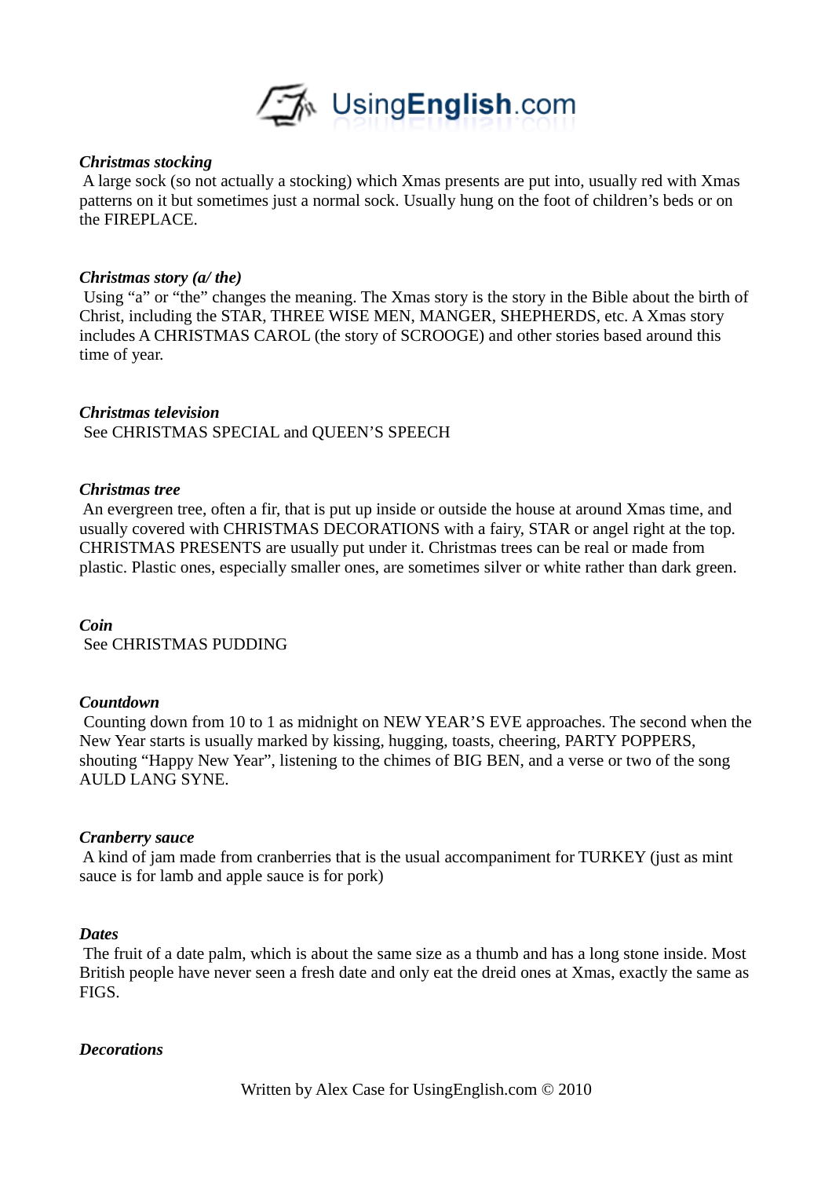***Christmas stocking***

A large sock (so not actually a stocking) which Xmas presents are put into, usually red with Xmas patterns on it but sometimes just a normal sock. Usually hung on the foot of children's beds or on the FIREPLACE.

***Christmas story (a/ the)***

Using "a" or "the" changes the meaning. The Xmas story is the story in the Bible about the birth of Christ, including the STAR, THREE WISE MEN, MANGER, SHEPHERDS, etc. A Xmas story includes A CHRISTMAS CAROL (the story of SCROOGE) and other stories based around this time of year.

***Christmas television***

See CHRISTMAS SPECIAL and QUEEN'S SPEECH

***Christmas tree***

An evergreen tree, often a fir, that is put up inside or outside the house at around Xmas time, and usually covered with CHRISTMAS DECORATIONS with a fairy, STAR or angel right at the top. CHRISTMAS PRESENTS are usually put under it. Christmas trees can be real or made from plastic. Plastic ones, especially smaller ones, are sometimes silver or white rather than dark green.

***Coin***

See CHRISTMAS PUDDING

***Countdown***

Counting down from 10 to 1 as midnight on NEW YEAR'S EVE approaches. The second when the New Year starts is usually marked by kissing, hugging, toasts, cheering, PARTY POPPERS, shouting "Happy New Year", listening to the chimes of BIG BEN, and a verse or two of the song AULD LANG SYNE.

***Cranberry sauce***

A kind of jam made from cranberries that is the usual accompaniment for TURKEY (just as mint sauce is for lamb and apple sauce is for pork)

***Dates***

The fruit of a date palm, which is about the same size as a thumb and has a long stone inside. Most British people have never seen a fresh date and only eat the dreid ones at Xmas, exactly the same as FIGS.

***Decorations***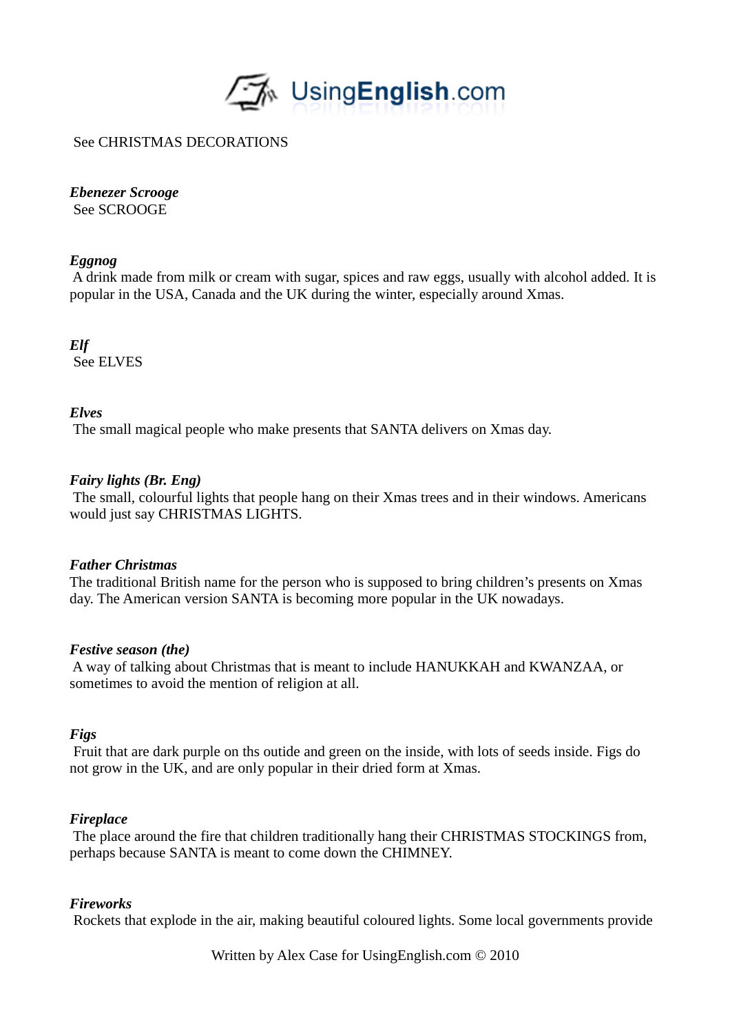See CHRISTMAS DECORATIONS

***Ebenezer Scrooge***
See SCROOGE

***Eggnog***
A drink made from milk or cream with sugar, spices and raw eggs, usually with alcohol added. It is popular in the USA, Canada and the UK during the winter, especially around Xmas.

***Elf***
See ELVES

***Elves***
The small magical people who make presents that SANTA delivers on Xmas day.

***Fairy lights (Br. Eng)***
The small, colourful lights that people hang on their Xmas trees and in their windows. Americans would just say CHRISTMAS LIGHTS.

***Father Christmas***
The traditional British name for the person who is supposed to bring children's presents on Xmas day. The American version SANTA is becoming more popular in the UK nowadays.

***Festive season (the)***
A way of talking about Christmas that is meant to include HANUKKAH and KWANZAA, or sometimes to avoid the mention of religion at all.

***Figs***
Fruit that are dark purple on ths outide and green on the inside, with lots of seeds inside. Figs do not grow in the UK, and are only popular in their dried form at Xmas.

***Fireplace***
The place around the fire that children traditionally hang their CHRISTMAS STOCKINGS from, perhaps because SANTA is meant to come down the CHIMNEY.

***Fireworks***
Rockets that explode in the air, making beautiful coloured lights. Some local governments provide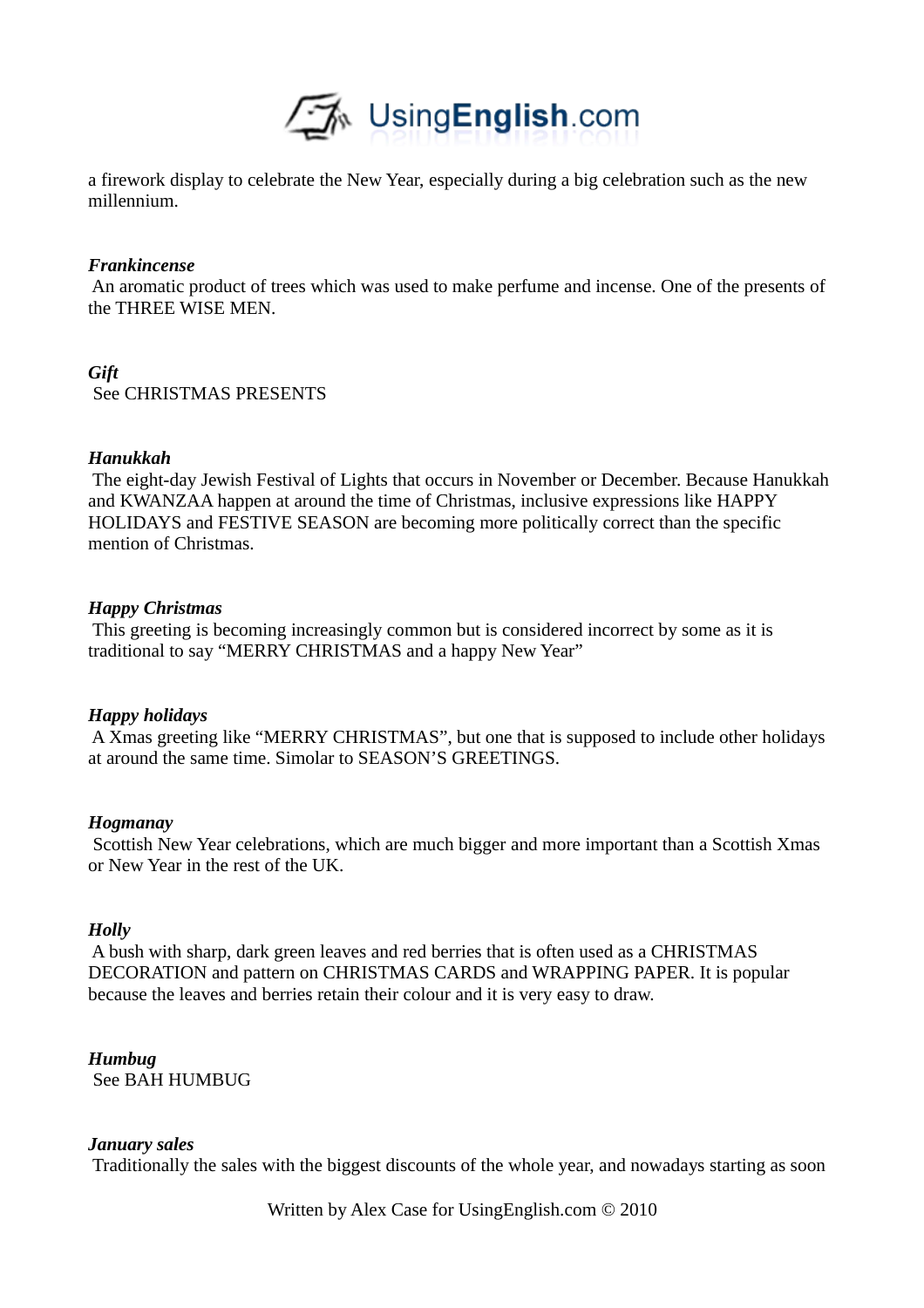a firework display to celebrate the New Year, especially during a big celebration such as the new millennium.

***Frankincense***
An aromatic product of trees which was used to make perfume and incense. One of the presents of the THREE WISE MEN.

***Gift***
See CHRISTMAS PRESENTS

***Hanukkah***
The eight-day Jewish Festival of Lights that occurs in November or December. Because Hanukkah and KWANZAA happen at around the time of Christmas, inclusive expressions like HAPPY HOLIDAYS and FESTIVE SEASON are becoming more politically correct than the specific mention of Christmas.

***Happy Christmas***
This greeting is becoming increasingly common but is considered incorrect by some as it is traditional to say "MERRY CHRISTMAS and a happy New Year"

***Happy holidays***
A Xmas greeting like "MERRY CHRISTMAS", but one that is supposed to include other holidays at around the same time. Simolar to SEASON'S GREETINGS.

***Hogmanay***
Scottish New Year celebrations, which are much bigger and more important than a Scottish Xmas or New Year in the rest of the UK.

***Holly***
A bush with sharp, dark green leaves and red berries that is often used as a CHRISTMAS DECORATION and pattern on CHRISTMAS CARDS and WRAPPING PAPER. It is popular because the leaves and berries retain their colour and it is very easy to draw.

***Humbug***
See BAH HUMBUG

***January sales***
Traditionally the sales with the biggest discounts of the whole year, and nowadays starting as soon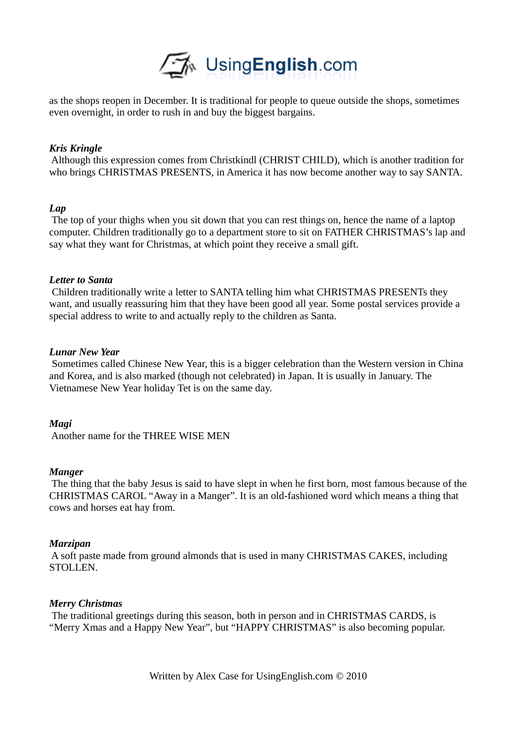as the shops reopen in December. It is traditional for people to queue outside the shops, sometimes even overnight, in order to rush in and buy the biggest bargains.

***Kris Kringle***

Although this expression comes from Christkindl (CHRIST CHILD), which is another tradition for who brings CHRISTMAS PRESENTS, in America it has now become another way to say SANTA.

***Lap***

The top of your thighs when you sit down that you can rest things on, hence the name of a laptop computer. Children traditionally go to a department store to sit on FATHER CHRISTMAS's lap and say what they want for Christmas, at which point they receive a small gift.

***Letter to Santa***

Children traditionally write a letter to SANTA telling him what CHRISTMAS PRESENTs they want, and usually reassuring him that they have been good all year. Some postal services provide a special address to write to and actually reply to the children as Santa.

***Lunar New Year***

Sometimes called Chinese New Year, this is a bigger celebration than the Western version in China and Korea, and is also marked (though not celebrated) in Japan. It is usually in January. The Vietnamese New Year holiday Tet is on the same day.

***Magi***

Another name for the THREE WISE MEN

***Manger***

The thing that the baby Jesus is said to have slept in when he first born, most famous because of the CHRISTMAS CAROL "Away in a Manger". It is an old-fashioned word which means a thing that cows and horses eat hay from.

***Marzipan***

A soft paste made from ground almonds that is used in many CHRISTMAS CAKES, including STOLLEN.

***Merry Christmas***

The traditional greetings during this season, both in person and in CHRISTMAS CARDS, is "Merry Xmas and a Happy New Year", but "HAPPY CHRISTMAS" is also becoming popular.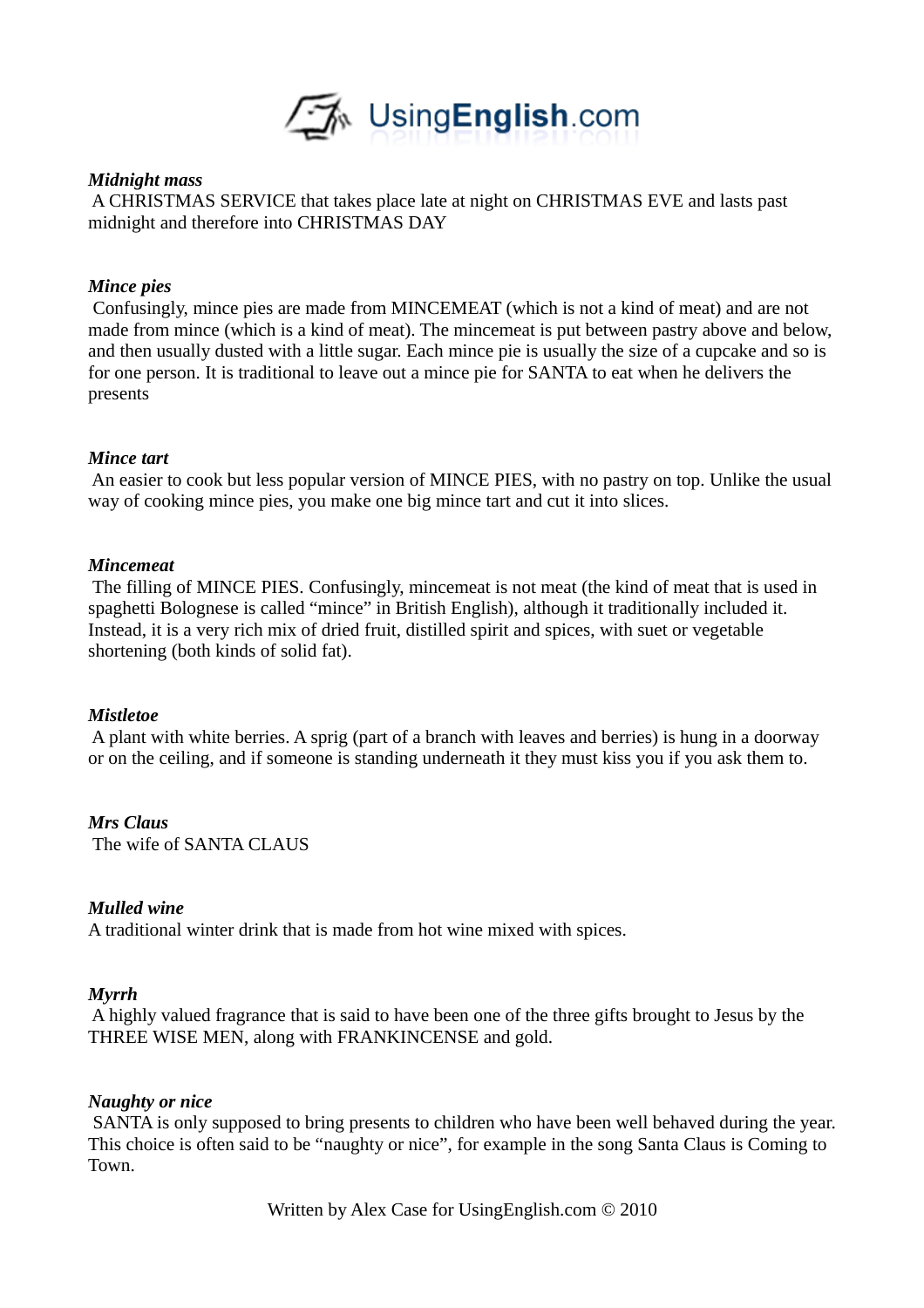***Midnight mass***
A CHRISTMAS SERVICE that takes place late at night on CHRISTMAS EVE and lasts past midnight and therefore into CHRISTMAS DAY

***Mince pies***
Confusingly, mince pies are made from MINCEMEAT (which is not a kind of meat) and are not made from mince (which is a kind of meat). The mincemeat is put between pastry above and below, and then usually dusted with a little sugar. Each mince pie is usually the size of a cupcake and so is for one person. It is traditional to leave out a mince pie for SANTA to eat when he delivers the presents

***Mince tart***
An easier to cook but less popular version of MINCE PIES, with no pastry on top. Unlike the usual way of cooking mince pies, you make one big mince tart and cut it into slices.

***Mincemeat***
The filling of MINCE PIES. Confusingly, mincemeat is not meat (the kind of meat that is used in spaghetti Bolognese is called "mince" in British English), although it traditionally included it. Instead, it is a very rich mix of dried fruit, distilled spirit and spices, with suet or vegetable shortening (both kinds of solid fat).

***Mistletoe***
A plant with white berries. A sprig (part of a branch with leaves and berries) is hung in a doorway or on the ceiling, and if someone is standing underneath it they must kiss you if you ask them to.

***Mrs Claus***
The wife of SANTA CLAUS

***Mulled wine***
A traditional winter drink that is made from hot wine mixed with spices.

***Myrrh***
A highly valued fragrance that is said to have been one of the three gifts brought to Jesus by the THREE WISE MEN, along with FRANKINCENSE and gold.

***Naughty or nice***
SANTA is only supposed to bring presents to children who have been well behaved during the year. This choice is often said to be "naughty or nice", for example in the song Santa Claus is Coming to Town.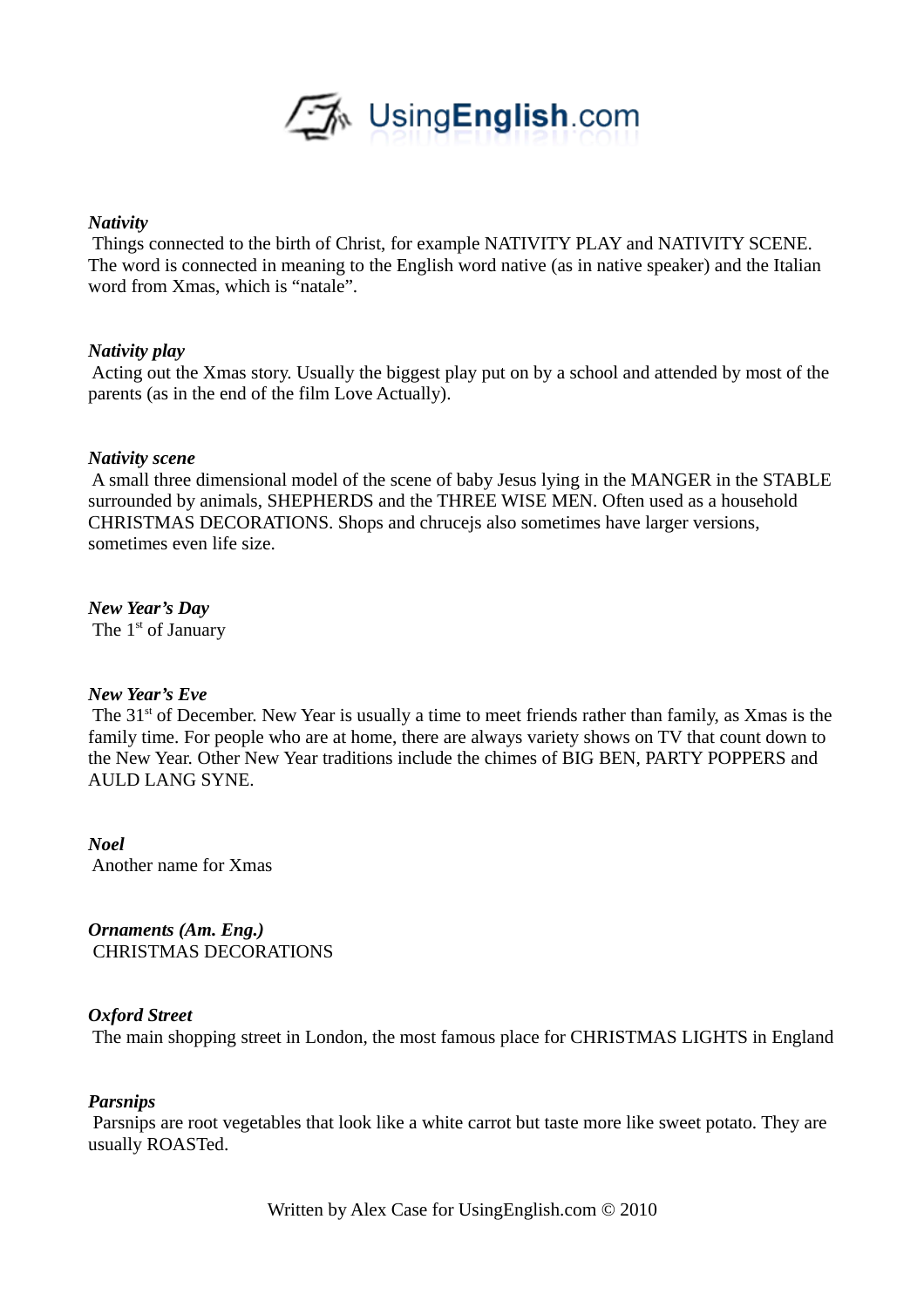***Nativity***

Things connected to the birth of Christ, for example NATIVITY PLAY and NATIVITY SCENE. The word is connected in meaning to the English word native (as in native speaker) and the Italian word from Xmas, which is "natale".

***Nativity play***

Acting out the Xmas story. Usually the biggest play put on by a school and attended by most of the parents (as in the end of the film Love Actually).

***Nativity scene***

A small three dimensional model of the scene of baby Jesus lying in the MANGER in the STABLE surrounded by animals, SHEPHERDS and the THREE WISE MEN. Often used as a household CHRISTMAS DECORATIONS. Shops and chrucejs also sometimes have larger versions, sometimes even life size.

***New Year's Day***

The 1st of January

***New Year's Eve***

The 31st of December. New Year is usually a time to meet friends rather than family, as Xmas is the family time. For people who are at home, there are always variety shows on TV that count down to the New Year. Other New Year traditions include the chimes of BIG BEN, PARTY POPPERS and AULD LANG SYNE.

***Noel***

Another name for Xmas

***Ornaments (Am. Eng.)***

CHRISTMAS DECORATIONS

***Oxford Street***

The main shopping street in London, the most famous place for CHRISTMAS LIGHTS in England

***Parsnips***

Parsnips are root vegetables that look like a white carrot but taste more like sweet potato. They are usually ROASTed.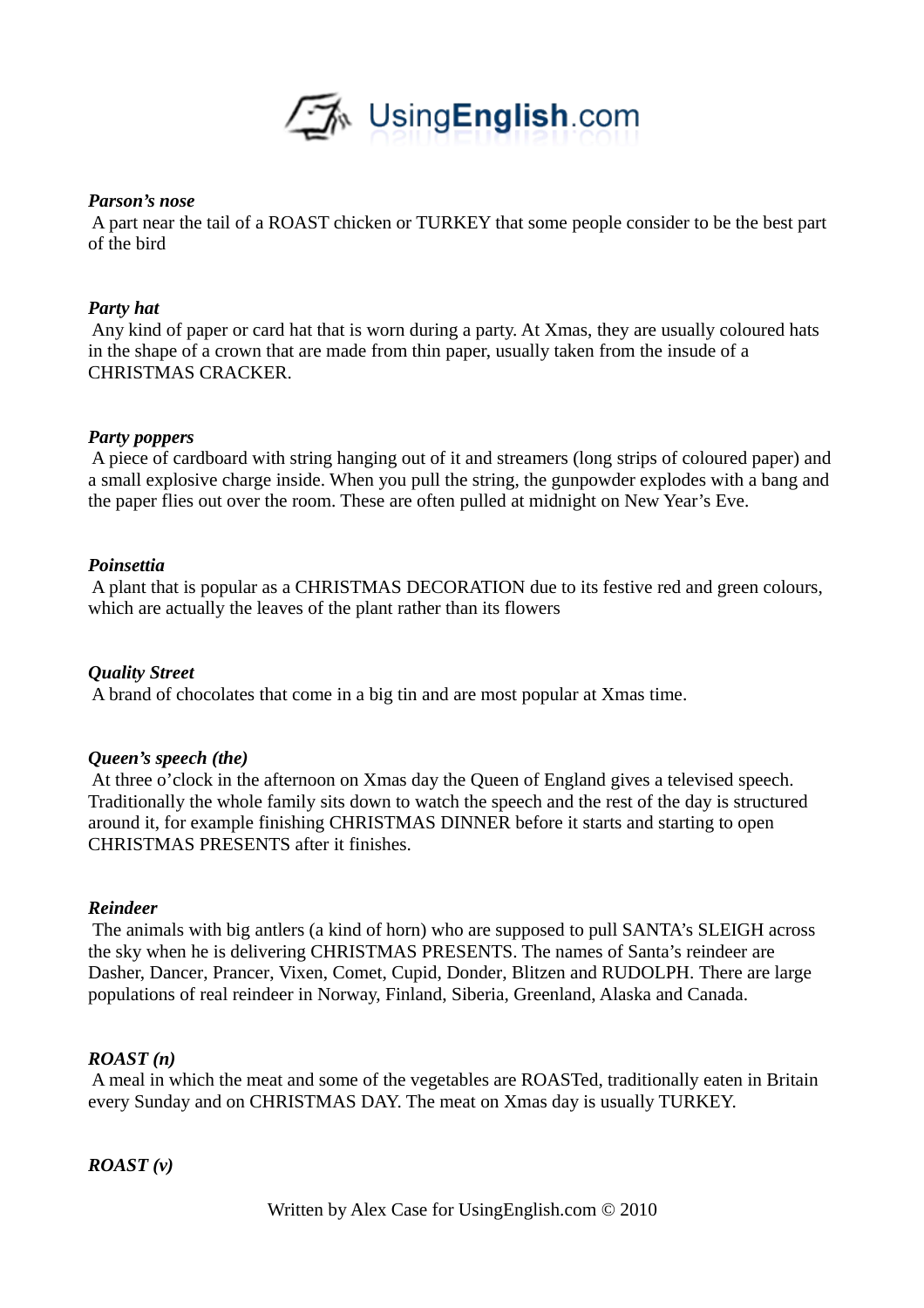***Parson's nose***
A part near the tail of a ROAST chicken or TURKEY that some people consider to be the best part of the bird

***Party hat***
Any kind of paper or card hat that is worn during a party. At Xmas, they are usually coloured hats in the shape of a crown that are made from thin paper, usually taken from the insude of a CHRISTMAS CRACKER.

***Party poppers***
A piece of cardboard with string hanging out of it and streamers (long strips of coloured paper) and a small explosive charge inside. When you pull the string, the gunpowder explodes with a bang and the paper flies out over the room. These are often pulled at midnight on New Year's Eve.

***Poinsettia***
A plant that is popular as a CHRISTMAS DECORATION due to its festive red and green colours, which are actually the leaves of the plant rather than its flowers

***Quality Street***
A brand of chocolates that come in a big tin and are most popular at Xmas time.

***Queen's speech (the)***
At three o'clock in the afternoon on Xmas day the Queen of England gives a televised speech. Traditionally the whole family sits down to watch the speech and the rest of the day is structured around it, for example finishing CHRISTMAS DINNER before it starts and starting to open CHRISTMAS PRESENTS after it finishes.

***Reindeer***
The animals with big antlers (a kind of horn) who are supposed to pull SANTA's SLEIGH across the sky when he is delivering CHRISTMAS PRESENTS. The names of Santa's reindeer are Dasher, Dancer, Prancer, Vixen, Comet, Cupid, Donder, Blitzen and RUDOLPH. There are large populations of real reindeer in Norway, Finland, Siberia, Greenland, Alaska and Canada.

***ROAST (n)***
A meal in which the meat and some of the vegetables are ROASTed, traditionally eaten in Britain every Sunday and on CHRISTMAS DAY. The meat on Xmas day is usually TURKEY.

***ROAST (v)***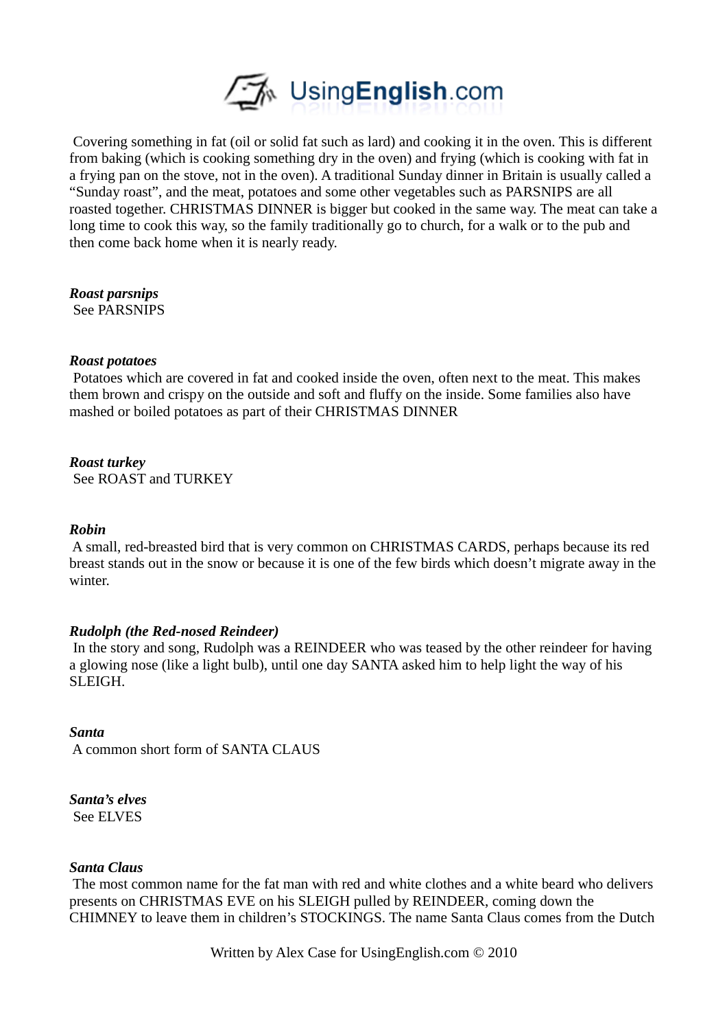Covering something in fat (oil or solid fat such as lard) and cooking it in the oven. This is different from baking (which is cooking something dry in the oven) and frying (which is cooking with fat in a frying pan on the stove, not in the oven). A traditional Sunday dinner in Britain is usually called a "Sunday roast", and the meat, potatoes and some other vegetables such as PARSNIPS are all roasted together. CHRISTMAS DINNER is bigger but cooked in the same way. The meat can take a long time to cook this way, so the family traditionally go to church, for a walk or to the pub and then come back home when it is nearly ready.

***Roast parsnips***
See PARSNIPS

***Roast potatoes***
Potatoes which are covered in fat and cooked inside the oven, often next to the meat. This makes them brown and crispy on the outside and soft and fluffy on the inside. Some families also have mashed or boiled potatoes as part of their CHRISTMAS DINNER

***Roast turkey***
See ROAST and TURKEY

***Robin***
A small, red-breasted bird that is very common on CHRISTMAS CARDS, perhaps because its red breast stands out in the snow or because it is one of the few birds which doesn't migrate away in the winter.

***Rudolph (the Red-nosed Reindeer)***
In the story and song, Rudolph was a REINDEER who was teased by the other reindeer for having a glowing nose (like a light bulb), until one day SANTA asked him to help light the way of his SLEIGH.

***Santa***
A common short form of SANTA CLAUS

***Santa's elves***
See ELVES

***Santa Claus***
The most common name for the fat man with red and white clothes and a white beard who delivers presents on CHRISTMAS EVE on his SLEIGH pulled by REINDEER, coming down the CHIMNEY to leave them in children's STOCKINGS. The name Santa Claus comes from the Dutch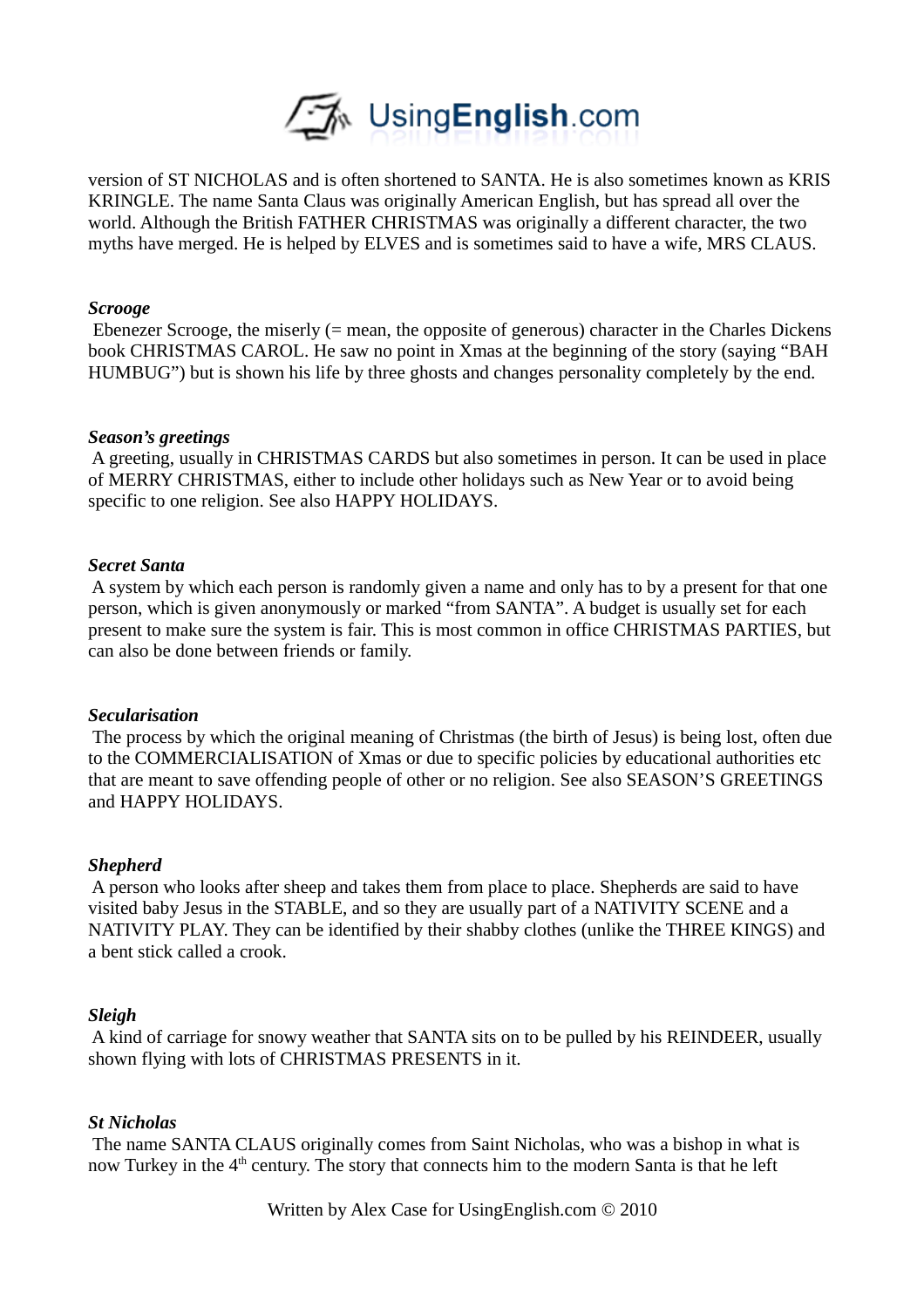version of ST NICHOLAS and is often shortened to SANTA. He is also sometimes known as KRIS KRINGLE. The name Santa Claus was originally American English, but has spread all over the world. Although the British FATHER CHRISTMAS was originally a different character, the two myths have merged. He is helped by ELVES and is sometimes said to have a wife, MRS CLAUS.

***Scrooge***

Ebenezer Scrooge, the miserly (= mean, the opposite of generous) character in the Charles Dickens book CHRISTMAS CAROL. He saw no point in Xmas at the beginning of the story (saying "BAH HUMBUG") but is shown his life by three ghosts and changes personality completely by the end.

***Season's greetings***

A greeting, usually in CHRISTMAS CARDS but also sometimes in person. It can be used in place of MERRY CHRISTMAS, either to include other holidays such as New Year or to avoid being specific to one religion. See also HAPPY HOLIDAYS.

***Secret Santa***

A system by which each person is randomly given a name and only has to by a present for that one person, which is given anonymously or marked "from SANTA". A budget is usually set for each present to make sure the system is fair. This is most common in office CHRISTMAS PARTIES, but can also be done between friends or family.

***Secularisation***

The process by which the original meaning of Christmas (the birth of Jesus) is being lost, often due to the COMMERCIALISATION of Xmas or due to specific policies by educational authorities etc that are meant to save offending people of other or no religion. See also SEASON'S GREETINGS and HAPPY HOLIDAYS.

***Shepherd***

A person who looks after sheep and takes them from place to place. Shepherds are said to have visited baby Jesus in the STABLE, and so they are usually part of a NATIVITY SCENE and a NATIVITY PLAY. They can be identified by their shabby clothes (unlike the THREE KINGS) and a bent stick called a crook.

***Sleigh***

A kind of carriage for snowy weather that SANTA sits on to be pulled by his REINDEER, usually shown flying with lots of CHRISTMAS PRESENTS in it.

***St Nicholas***

The name SANTA CLAUS originally comes from Saint Nicholas, who was a bishop in what is now Turkey in the 4th century. The story that connects him to the modern Santa is that he left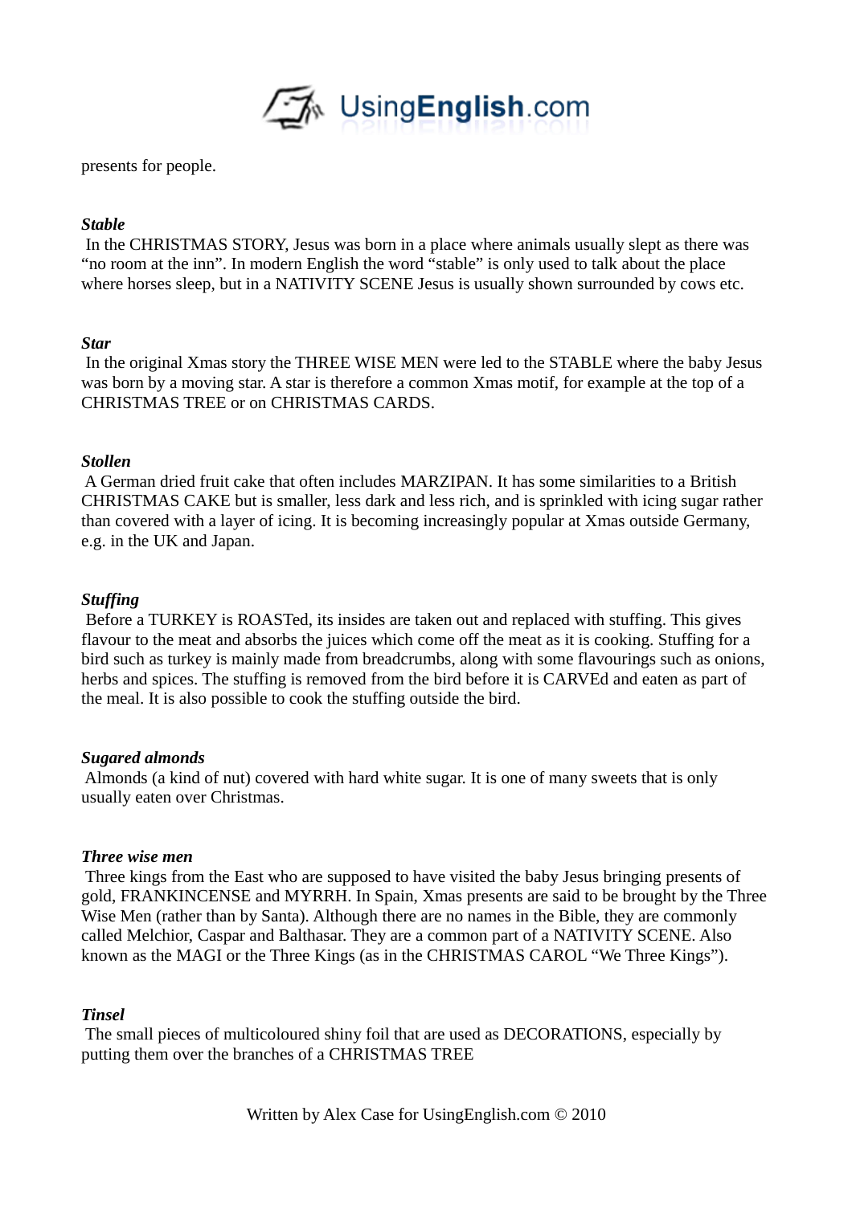presents for people.

***Stable***

In the CHRISTMAS STORY, Jesus was born in a place where animals usually slept as there was "no room at the inn". In modern English the word "stable" is only used to talk about the place where horses sleep, but in a NATIVITY SCENE Jesus is usually shown surrounded by cows etc.

***Star***

In the original Xmas story the THREE WISE MEN were led to the STABLE where the baby Jesus was born by a moving star. A star is therefore a common Xmas motif, for example at the top of a CHRISTMAS TREE or on CHRISTMAS CARDS.

***Stollen***

A German dried fruit cake that often includes MARZIPAN. It has some similarities to a British CHRISTMAS CAKE but is smaller, less dark and less rich, and is sprinkled with icing sugar rather than covered with a layer of icing. It is becoming increasingly popular at Xmas outside Germany, e.g. in the UK and Japan.

***Stuffing***

Before a TURKEY is ROASTed, its insides are taken out and replaced with stuffing. This gives flavour to the meat and absorbs the juices which come off the meat as it is cooking. Stuffing for a bird such as turkey is mainly made from breadcrumbs, along with some flavourings such as onions, herbs and spices. The stuffing is removed from the bird before it is CARVEd and eaten as part of the meal. It is also possible to cook the stuffing outside the bird.

***Sugared almonds***

Almonds (a kind of nut) covered with hard white sugar. It is one of many sweets that is only usually eaten over Christmas.

***Three wise men***

Three kings from the East who are supposed to have visited the baby Jesus bringing presents of gold, FRANKINCENSE and MYRRH. In Spain, Xmas presents are said to be brought by the Three Wise Men (rather than by Santa). Although there are no names in the Bible, they are commonly called Melchior, Caspar and Balthasar. They are a common part of a NATIVITY SCENE. Also known as the MAGI or the Three Kings (as in the CHRISTMAS CAROL "We Three Kings").

***Tinsel***

The small pieces of multicoloured shiny foil that are used as DECORATIONS, especially by putting them over the branches of a CHRISTMAS TREE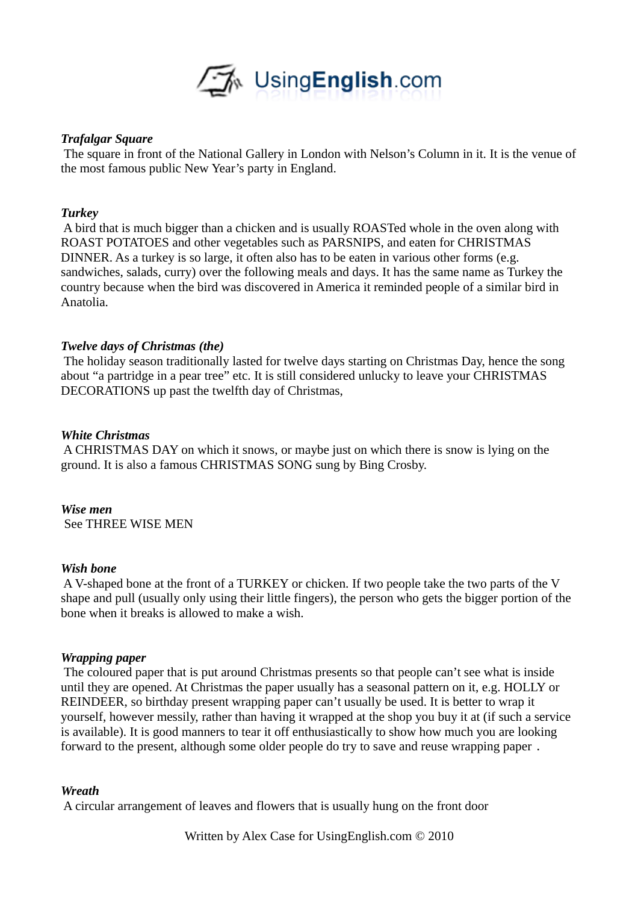***Trafalgar Square***

The square in front of the National Gallery in London with Nelson's Column in it. It is the venue of the most famous public New Year's party in England.

***Turkey***

A bird that is much bigger than a chicken and is usually ROASTed whole in the oven along with ROAST POTATOES and other vegetables such as PARSNIPS, and eaten for CHRISTMAS DINNER. As a turkey is so large, it often also has to be eaten in various other forms (e.g. sandwiches, salads, curry) over the following meals and days. It has the same name as Turkey the country because when the bird was discovered in America it reminded people of a similar bird in Anatolia.

***Twelve days of Christmas (the)***

The holiday season traditionally lasted for twelve days starting on Christmas Day, hence the song about "a partridge in a pear tree" etc. It is still considered unlucky to leave your CHRISTMAS DECORATIONS up past the twelfth day of Christmas,

***White Christmas***

A CHRISTMAS DAY on which it snows, or maybe just on which there is snow is lying on the ground. It is also a famous CHRISTMAS SONG sung by Bing Crosby.

***Wise men***

See THREE WISE MEN

***Wish bone***

A V-shaped bone at the front of a TURKEY or chicken. If two people take the two parts of the V shape and pull (usually only using their little fingers), the person who gets the bigger portion of the bone when it breaks is allowed to make a wish.

***Wrapping paper***

The coloured paper that is put around Christmas presents so that people can't see what is inside until they are opened. At Christmas the paper usually has a seasonal pattern on it, e.g. HOLLY or REINDEER, so birthday present wrapping paper can't usually be used. It is better to wrap it yourself, however messily, rather than having it wrapped at the shop you buy it at (if such a service is available). It is good manners to tear it off enthusiastically to show how much you are looking forward to the present, although some older people do try to save and reuse wrapping paper .

***Wreath***

A circular arrangement of leaves and flowers that is usually hung on the front door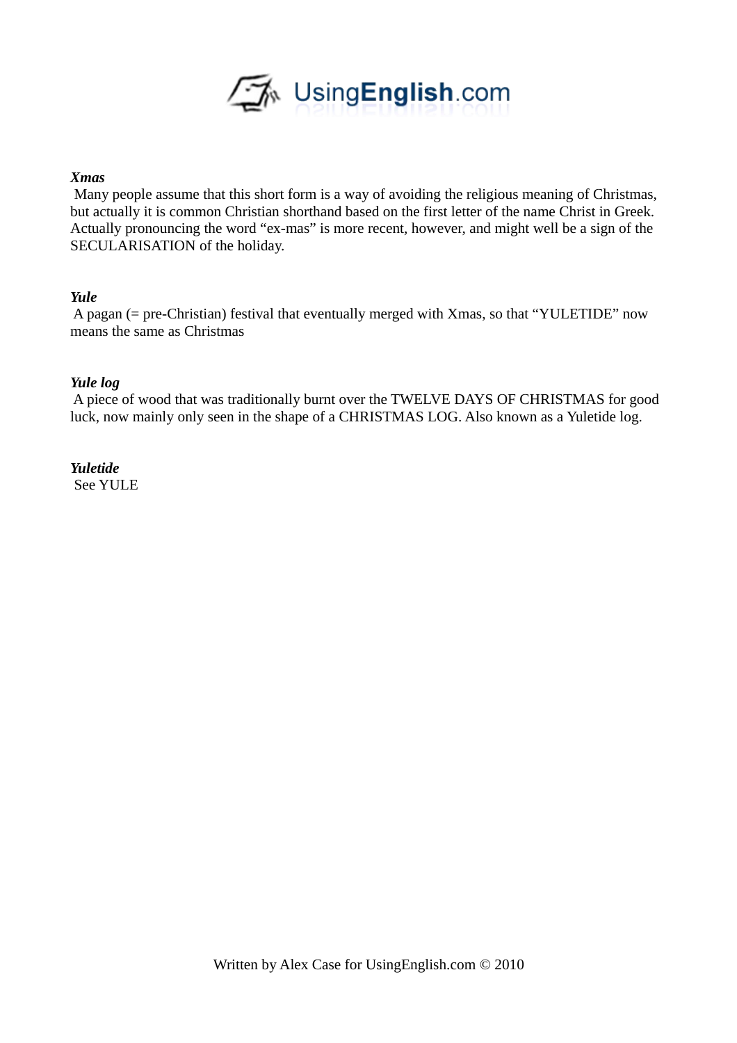***Xmas***

Many people assume that this short form is a way of avoiding the religious meaning of Christmas, but actually it is common Christian shorthand based on the first letter of the name Christ in Greek. Actually pronouncing the word "ex-mas" is more recent, however, and might well be a sign of the SECULARISATION of the holiday.

***Yule***

A pagan (= pre-Christian) festival that eventually merged with Xmas, so that "YULETIDE" now means the same as Christmas

***Yule log***

A piece of wood that was traditionally burnt over the TWELVE DAYS OF CHRISTMAS for good luck, now mainly only seen in the shape of a CHRISTMAS LOG. Also known as a Yuletide log.

***Yuletide***

See YULE